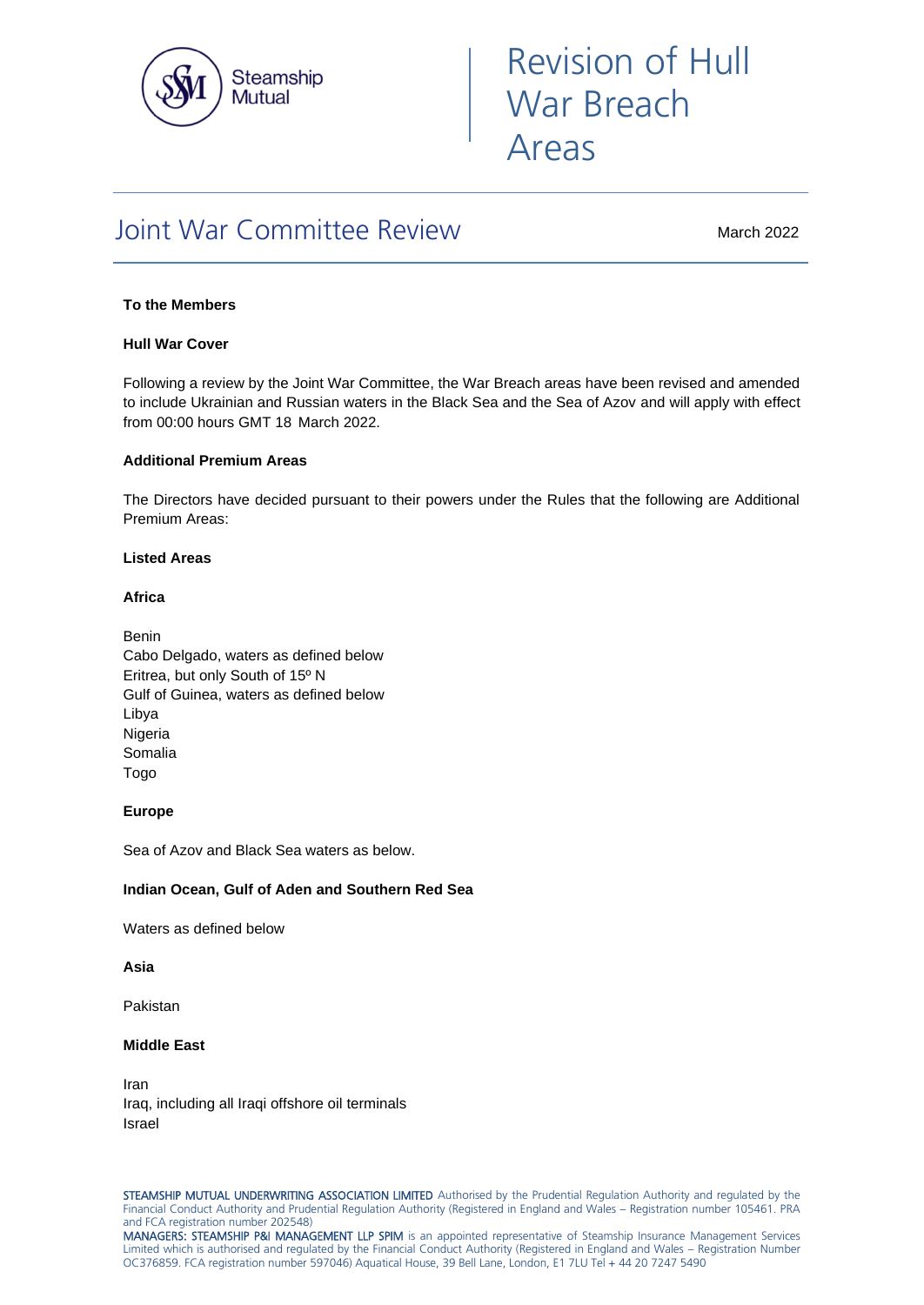# Revision of Hull War Breach Areas

## Joint War Committee Review

March 2022

**To the Members**

**Hull War Cover**

Following a review by the Joint War Committee, the War Breach areas have been revised and amended to include Ukrainian and Russian waters in the Black Sea and the Sea of Azov and will apply with effect from 00:00 hours GMT 18 March 2022.

**Additional Premium Areas**

The Directors have decided pursuant to their powers under the Rules that the following are Additional Premium Areas:

**Listed Areas**

**Africa**

Benin
Cabo Delgado, waters as defined below
Eritrea, but only South of 15º N
Gulf of Guinea, waters as defined below
Libya
Nigeria
Somalia
Togo

**Europe**

Sea of Azov and Black Sea waters as below.

**Indian Ocean, Gulf of Aden and Southern Red Sea**

Waters as defined below

**Asia**

Pakistan

**Middle East**

Iran
Iraq, including all Iraqi offshore oil terminals
Israel

STEAMSHIP MUTUAL UNDERWRITING ASSOCIATION LIMITED Authorised by the Prudential Regulation Authority and regulated by the Financial Conduct Authority and Prudential Regulation Authority (Registered in England and Wales – Registration number 105461. PRA and FCA registration number 202548)
MANAGERS: STEAMSHIP P&I MANAGEMENT LLP SPIM is an appointed representative of Steamship Insurance Management Services Limited which is authorised and regulated by the Financial Conduct Authority (Registered in England and Wales – Registration Number OC376859. FCA registration number 597046) Aquatical House, 39 Bell Lane, London, E1 7LU Tel + 44 20 7247 5490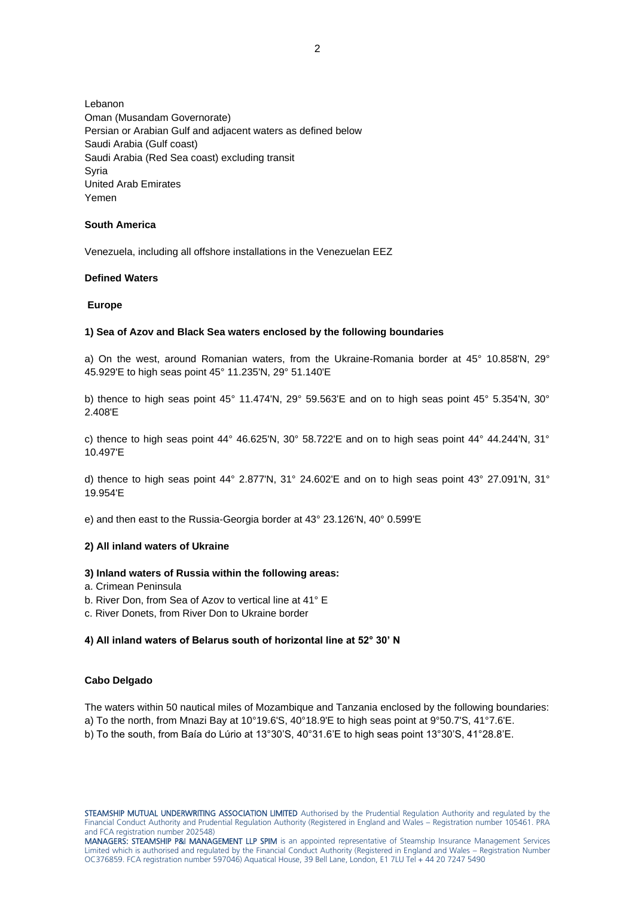Lebanon
Oman (Musandam Governorate)
Persian or Arabian Gulf and adjacent waters as defined below
Saudi Arabia (Gulf coast)
Saudi Arabia (Red Sea coast) excluding transit
Syria
United Arab Emirates
Yemen

**South America**

Venezuela, including all offshore installations in the Venezuelan EEZ

**Defined Waters**

**Europe**

**1) Sea of Azov and Black Sea waters enclosed by the following boundaries**

a) On the west, around Romanian waters, from the Ukraine-Romania border at 45° 10.858'N, 29° 45.929'E to high seas point 45° 11.235'N, 29° 51.140'E

b) thence to high seas point 45° 11.474'N, 29° 59.563'E and on to high seas point 45° 5.354'N, 30° 2.408'E

c) thence to high seas point 44° 46.625'N, 30° 58.722'E and on to high seas point 44° 44.244'N, 31° 10.497'E

d) thence to high seas point 44° 2.877'N, 31° 24.602'E and on to high seas point 43° 27.091'N, 31° 19.954'E

e) and then east to the Russia-Georgia border at 43° 23.126'N, 40° 0.599'E

**2) All inland waters of Ukraine**

**3) Inland waters of Russia within the following areas:**

a. Crimean Peninsula
b. River Don, from Sea of Azov to vertical line at 41° E
c. River Donets, from River Don to Ukraine border

**4) All inland waters of Belarus south of horizontal line at 52° 30' N**

**Cabo Delgado**

The waters within 50 nautical miles of Mozambique and Tanzania enclosed by the following boundaries:
a) To the north, from Mnazi Bay at 10°19.6'S, 40°18.9'E to high seas point at 9°50.7'S, 41°7.6'E.
b) To the south, from Baía do Lúrio at 13°30'S, 40°31.6'E to high seas point 13°30'S, 41°28.8'E.

STEAMSHIP MUTUAL UNDERWRITING ASSOCIATION LIMITED Authorised by the Prudential Regulation Authority and regulated by the Financial Conduct Authority and Prudential Regulation Authority (Registered in England and Wales – Registration number 105461. PRA and FCA registration number 202548)
MANAGERS: STEAMSHIP P&I MANAGEMENT LLP SPIM is an appointed representative of Steamship Insurance Management Services Limited which is authorised and regulated by the Financial Conduct Authority (Registered in England and Wales – Registration Number OC376859. FCA registration number 597046) Aquatical House, 39 Bell Lane, London, E1 7LU Tel + 44 20 7247 5490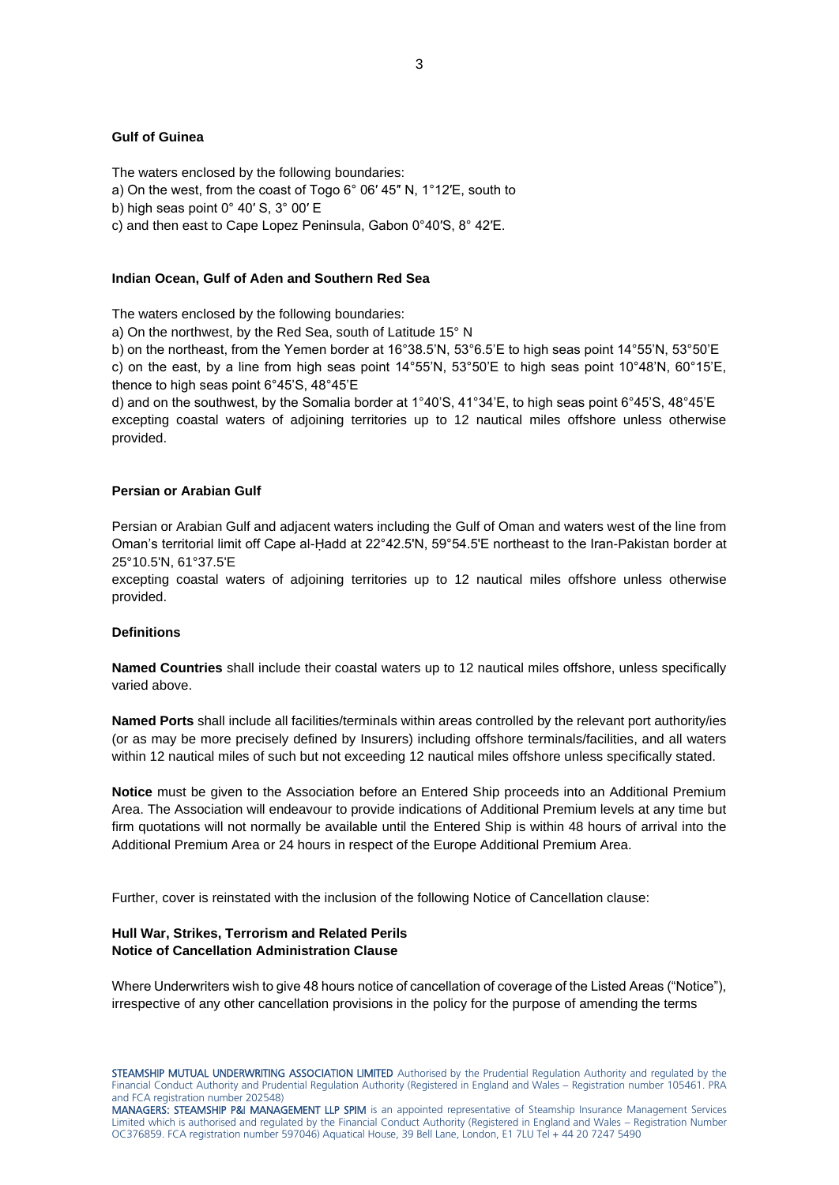**Gulf of Guinea**

The waters enclosed by the following boundaries:
a) On the west, from the coast of Togo 6° 06′ 45″ N, 1°12′E, south to
b) high seas point 0° 40′ S, 3° 00′ E
c) and then east to Cape Lopez Peninsula, Gabon 0°40′S, 8° 42′E.

**Indian Ocean, Gulf of Aden and Southern Red Sea**

The waters enclosed by the following boundaries:
a) On the northwest, by the Red Sea, south of Latitude 15° N
b) on the northeast, from the Yemen border at 16°38.5'N, 53°6.5'E to high seas point 14°55'N, 53°50'E
c) on the east, by a line from high seas point 14°55'N, 53°50'E to high seas point 10°48'N, 60°15'E, thence to high seas point 6°45'S, 48°45'E
d) and on the southwest, by the Somalia border at 1°40'S, 41°34'E, to high seas point 6°45'S, 48°45'E
excepting coastal waters of adjoining territories up to 12 nautical miles offshore unless otherwise provided.

**Persian or Arabian Gulf**

Persian or Arabian Gulf and adjacent waters including the Gulf of Oman and waters west of the line from Oman's territorial limit off Cape al-Ḥadd at 22°42.5'N, 59°54.5'E northeast to the Iran-Pakistan border at 25°10.5'N, 61°37.5'E
excepting coastal waters of adjoining territories up to 12 nautical miles offshore unless otherwise provided.

**Definitions**

**Named Countries** shall include their coastal waters up to 12 nautical miles offshore, unless specifically varied above.

**Named Ports** shall include all facilities/terminals within areas controlled by the relevant port authority/ies (or as may be more precisely defined by Insurers) including offshore terminals/facilities, and all waters within 12 nautical miles of such but not exceeding 12 nautical miles offshore unless specifically stated.

**Notice** must be given to the Association before an Entered Ship proceeds into an Additional Premium Area. The Association will endeavour to provide indications of Additional Premium levels at any time but firm quotations will not normally be available until the Entered Ship is within 48 hours of arrival into the Additional Premium Area or 24 hours in respect of the Europe Additional Premium Area.

Further, cover is reinstated with the inclusion of the following Notice of Cancellation clause:

**Hull War, Strikes, Terrorism and Related Perils**
**Notice of Cancellation Administration Clause**

Where Underwriters wish to give 48 hours notice of cancellation of coverage of the Listed Areas ("Notice"), irrespective of any other cancellation provisions in the policy for the purpose of amending the terms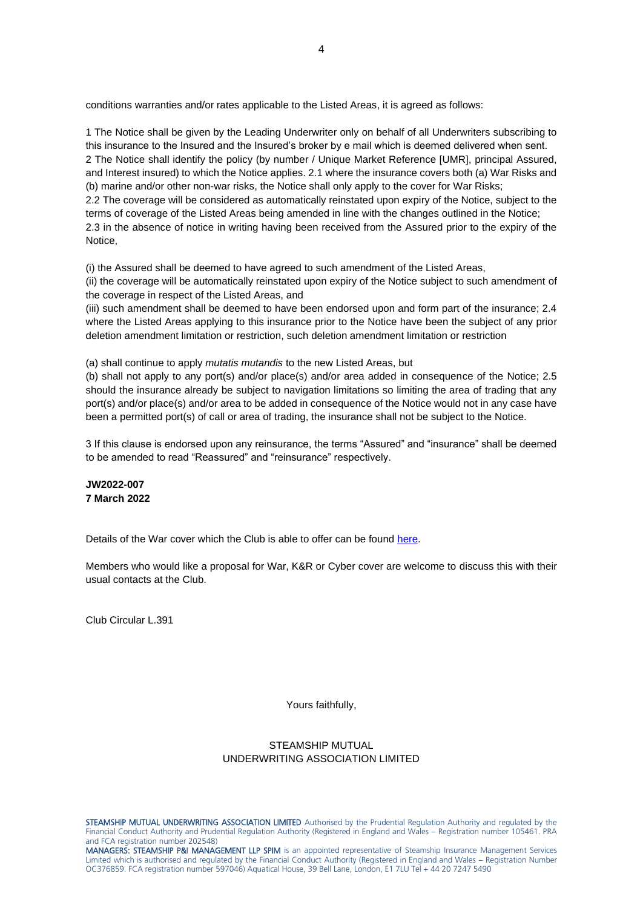conditions warranties and/or rates applicable to the Listed Areas, it is agreed as follows:

1 The Notice shall be given by the Leading Underwriter only on behalf of all Underwriters subscribing to this insurance to the Insured and the Insured's broker by e mail which is deemed delivered when sent.
2 The Notice shall identify the policy (by number / Unique Market Reference [UMR], principal Assured, and Interest insured) to which the Notice applies. 2.1 where the insurance covers both (a) War Risks and (b) marine and/or other non-war risks, the Notice shall only apply to the cover for War Risks;
2.2 The coverage will be considered as automatically reinstated upon expiry of the Notice, subject to the terms of coverage of the Listed Areas being amended in line with the changes outlined in the Notice;
2.3 in the absence of notice in writing having been received from the Assured prior to the expiry of the Notice,

(i) the Assured shall be deemed to have agreed to such amendment of the Listed Areas,
(ii) the coverage will be automatically reinstated upon expiry of the Notice subject to such amendment of the coverage in respect of the Listed Areas, and
(iii) such amendment shall be deemed to have been endorsed upon and form part of the insurance; 2.4 where the Listed Areas applying to this insurance prior to the Notice have been the subject of any prior deletion amendment limitation or restriction, such deletion amendment limitation or restriction

(a) shall continue to apply *mutatis mutandis* to the new Listed Areas, but
(b) shall not apply to any port(s) and/or place(s) and/or area added in consequence of the Notice; 2.5 should the insurance already be subject to navigation limitations so limiting the area of trading that any port(s) and/or place(s) and/or area to be added in consequence of the Notice would not in any case have been a permitted port(s) of call or area of trading, the insurance shall not be subject to the Notice.

3 If this clause is endorsed upon any reinsurance, the terms "Assured" and "insurance" shall be deemed to be amended to read "Reassured" and "reinsurance" respectively.

**JW2022-007**
**7 March 2022**

Details of the War cover which the Club is able to offer can be found here.

Members who would like a proposal for War, K&R or Cyber cover are welcome to discuss this with their usual contacts at the Club.

Club Circular L.391

Yours faithfully,

STEAMSHIP MUTUAL
UNDERWRITING ASSOCIATION LIMITED

**STEAMSHIP MUTUAL UNDERWRITING ASSOCIATION LIMITED** Authorised by the Prudential Regulation Authority and regulated by the Financial Conduct Authority and Prudential Regulation Authority (Registered in England and Wales – Registration number 105461. PRA and FCA registration number 202548)
**MANAGERS: STEAMSHIP P&I MANAGEMENT LLP SPIM** is an appointed representative of Steamship Insurance Management Services Limited which is authorised and regulated by the Financial Conduct Authority (Registered in England and Wales – Registration Number OC376859. FCA registration number 597046) Aquatical House, 39 Bell Lane, London, E1 7LU Tel + 44 20 7247 5490